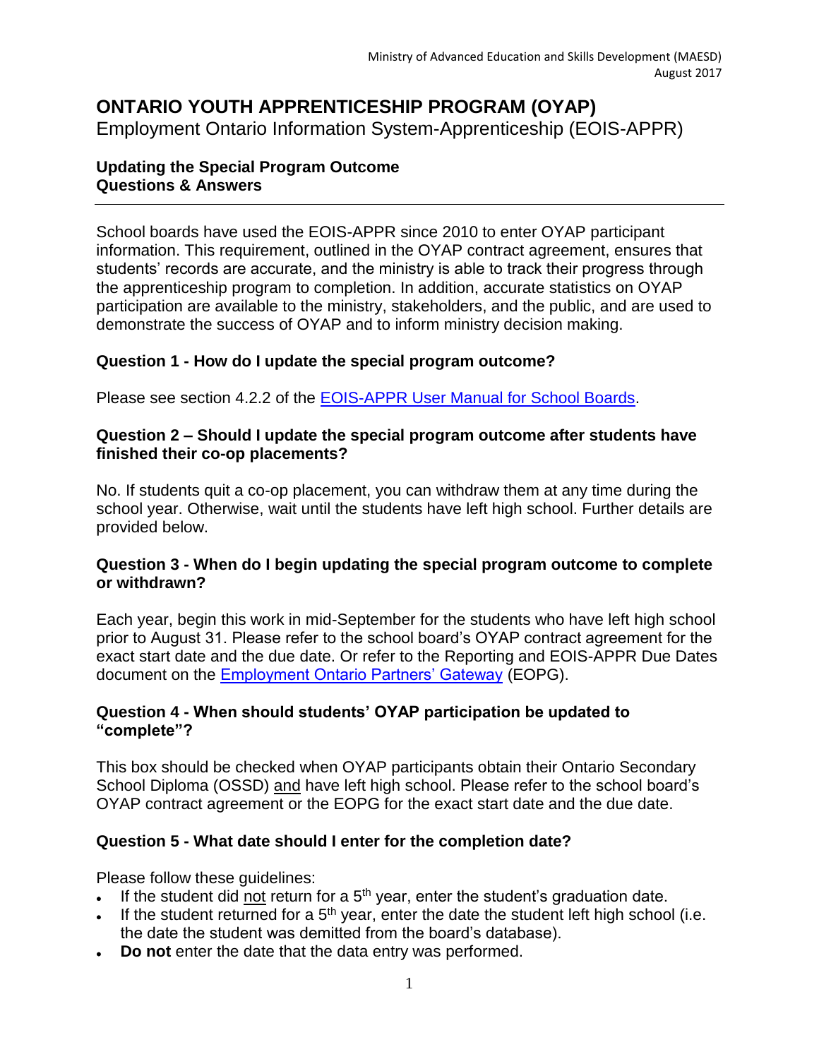Ministry of Advanced Education and Skills Development (MAESD)
August 2017

# ONTARIO YOUTH APPRENTICESHIP PROGRAM (OYAP)

Employment Ontario Information System-Apprenticeship (EOIS-APPR)

**Updating the Special Program Outcome**
**Questions & Answers**

---

School boards have used the EOIS-APPR since 2010 to enter OYAP participant information. This requirement, outlined in the OYAP contract agreement, ensures that students' records are accurate, and the ministry is able to track their progress through the apprenticeship program to completion. In addition, accurate statistics on OYAP participation are available to the ministry, stakeholders, and the public, and are used to demonstrate the success of OYAP and to inform ministry decision making.

### Question 1 - How do I update the special program outcome?

Please see section 4.2.2 of the EOIS-APPR User Manual for School Boards.

### Question 2 – Should I update the special program outcome after students have finished their co-op placements?

No. If students quit a co-op placement, you can withdraw them at any time during the school year. Otherwise, wait until the students have left high school. Further details are provided below.

### Question 3 - When do I begin updating the special program outcome to complete or withdrawn?

Each year, begin this work in mid-September for the students who have left high school prior to August 31. Please refer to the school board's OYAP contract agreement for the exact start date and the due date. Or refer to the Reporting and EOIS-APPR Due Dates document on the Employment Ontario Partners' Gateway (EOPG).

### Question 4 - When should students' OYAP participation be updated to "complete"?

This box should be checked when OYAP participants obtain their Ontario Secondary School Diploma (OSSD) and have left high school. Please refer to the school board's OYAP contract agreement or the EOPG for the exact start date and the due date.

### Question 5 - What date should I enter for the completion date?

Please follow these guidelines:

- If the student did not return for a 5th year, enter the student's graduation date.
- If the student returned for a 5th year, enter the date the student left high school (i.e. the date the student was demitted from the board's database).
- **Do not** enter the date that the data entry was performed.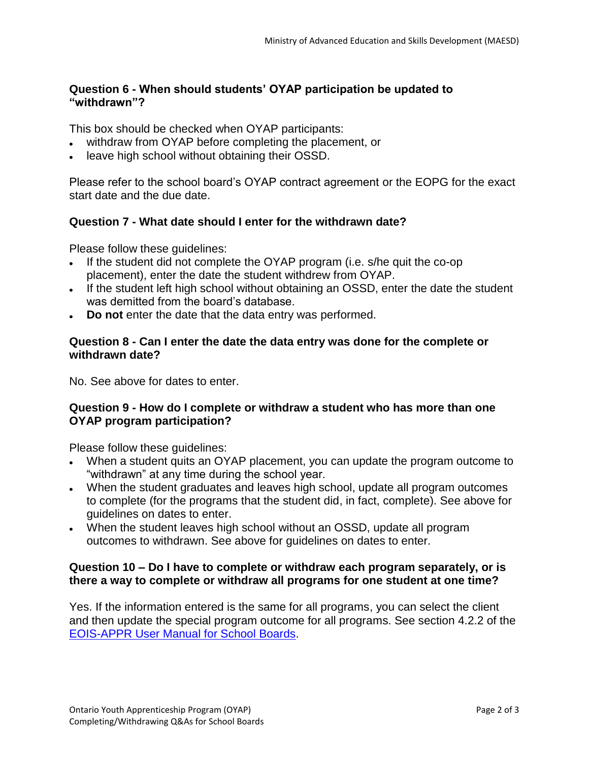### Question 6 - When should students' OYAP participation be updated to "withdrawn"?

This box should be checked when OYAP participants:

- withdraw from OYAP before completing the placement, or
- leave high school without obtaining their OSSD.

Please refer to the school board's OYAP contract agreement or the EOPG for the exact start date and the due date.

### Question 7 - What date should I enter for the withdrawn date?

Please follow these guidelines:

- If the student did not complete the OYAP program (i.e. s/he quit the co-op placement), enter the date the student withdrew from OYAP.
- If the student left high school without obtaining an OSSD, enter the date the student was demitted from the board's database.
- **Do not** enter the date that the data entry was performed.

### Question 8 - Can I enter the date the data entry was done for the complete or withdrawn date?

No. See above for dates to enter.

### Question 9 - How do I complete or withdraw a student who has more than one OYAP program participation?

Please follow these guidelines:

- When a student quits an OYAP placement, you can update the program outcome to "withdrawn" at any time during the school year.
- When the student graduates and leaves high school, update all program outcomes to complete (for the programs that the student did, in fact, complete). See above for guidelines on dates to enter.
- When the student leaves high school without an OSSD, update all program outcomes to withdrawn. See above for guidelines on dates to enter.

### Question 10 – Do I have to complete or withdraw each program separately, or is there a way to complete or withdraw all programs for one student at one time?

Yes. If the information entered is the same for all programs, you can select the client and then update the special program outcome for all programs. See section 4.2.2 of the EOIS-APPR User Manual for School Boards.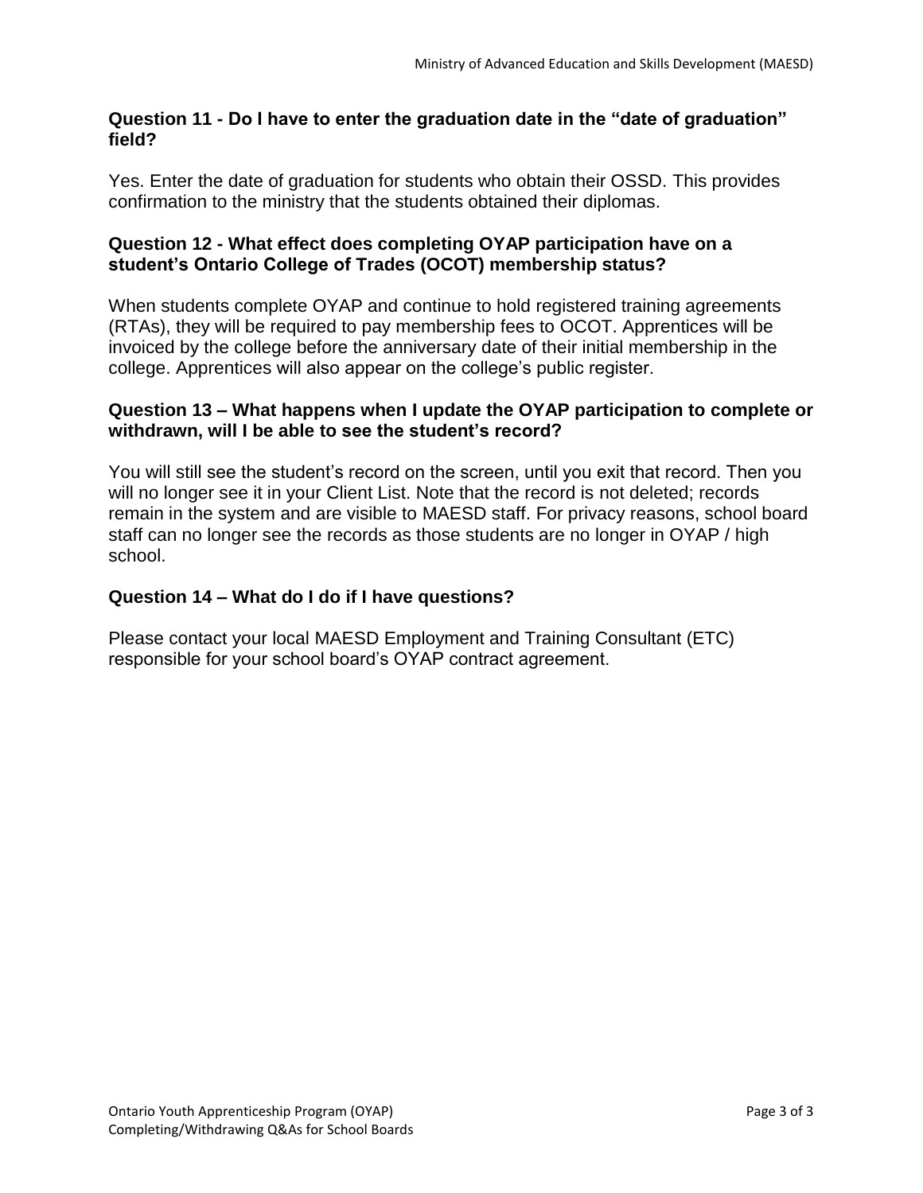### Question 11 - Do I have to enter the graduation date in the “date of graduation” field?

Yes. Enter the date of graduation for students who obtain their OSSD. This provides confirmation to the ministry that the students obtained their diplomas.

### Question 12 - What effect does completing OYAP participation have on a student’s Ontario College of Trades (OCOT) membership status?

When students complete OYAP and continue to hold registered training agreements (RTAs), they will be required to pay membership fees to OCOT. Apprentices will be invoiced by the college before the anniversary date of their initial membership in the college. Apprentices will also appear on the college’s public register.

### Question 13 – What happens when I update the OYAP participation to complete or withdrawn, will I be able to see the student’s record?

You will still see the student’s record on the screen, until you exit that record. Then you will no longer see it in your Client List. Note that the record is not deleted; records remain in the system and are visible to MAESD staff. For privacy reasons, school board staff can no longer see the records as those students are no longer in OYAP / high school.

### Question 14 – What do I do if I have questions?

Please contact your local MAESD Employment and Training Consultant (ETC) responsible for your school board’s OYAP contract agreement.